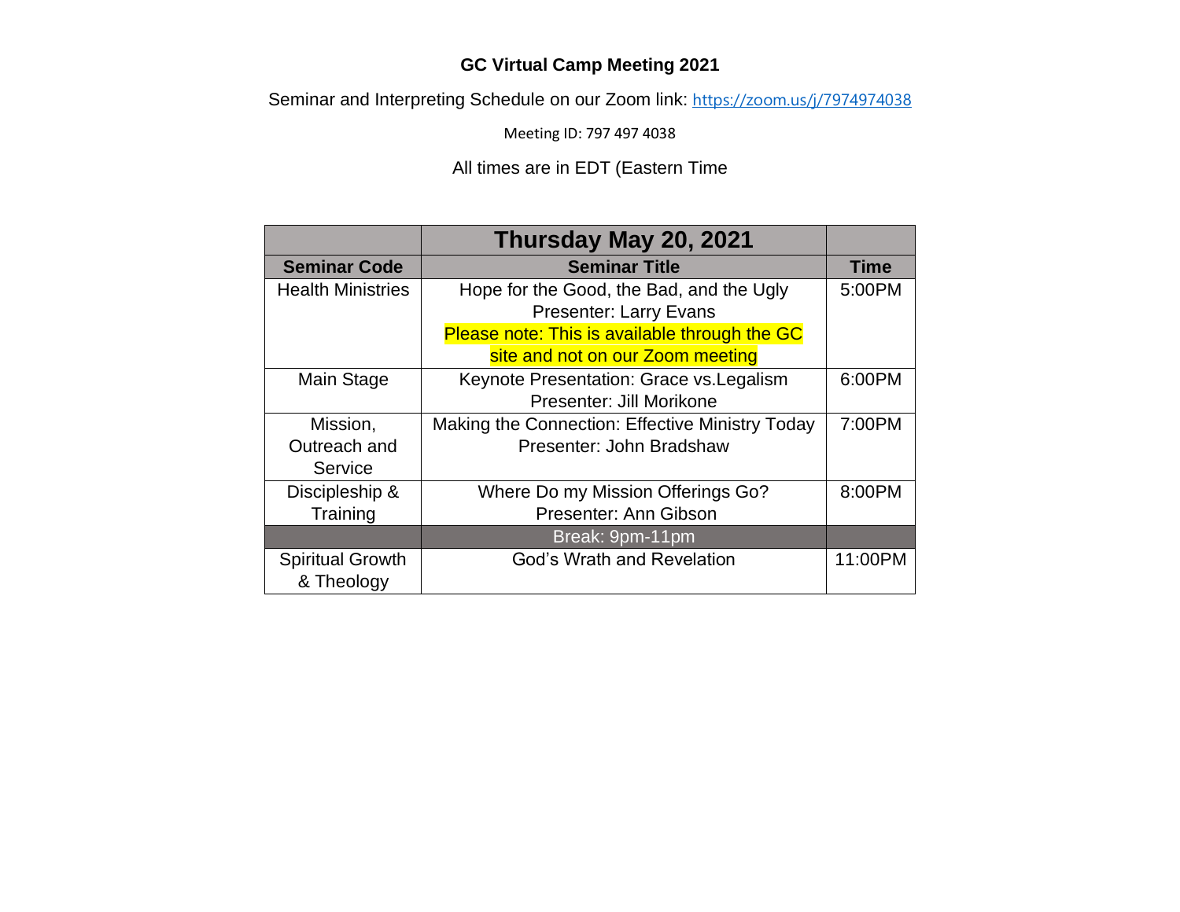**GC Virtual Camp Meeting 2021**

Seminar and Interpreting Schedule on our Zoom link: [https://zoom.us/j/7974974038](https://zoom.us/j/7974974038)

Meeting ID: 797 497 4038

All times are in EDT (Eastern Time

| | **Thursday May 20, 2021** | |
|---|---|---|
| **Seminar Code** | **Seminar Title** | **Time** |
| Health Ministries | Hope for the Good, the Bad, and the Ugly<br>Presenter: Larry Evans<br>Please note: This is available through the GC site and not on our Zoom meeting | 5:00PM |
| Main Stage | Keynote Presentation: Grace vs.Legalism<br>Presenter: Jill Morikone | 6:00PM |
| Mission, Outreach and Service | Making the Connection: Effective Ministry Today<br>Presenter: John Bradshaw | 7:00PM |
| Discipleship & Training | Where Do my Mission Offerings Go?<br>Presenter: Ann Gibson | 8:00PM |
| | Break: 9pm-11pm | |
| Spiritual Growth & Theology | God's Wrath and Revelation | 11:00PM |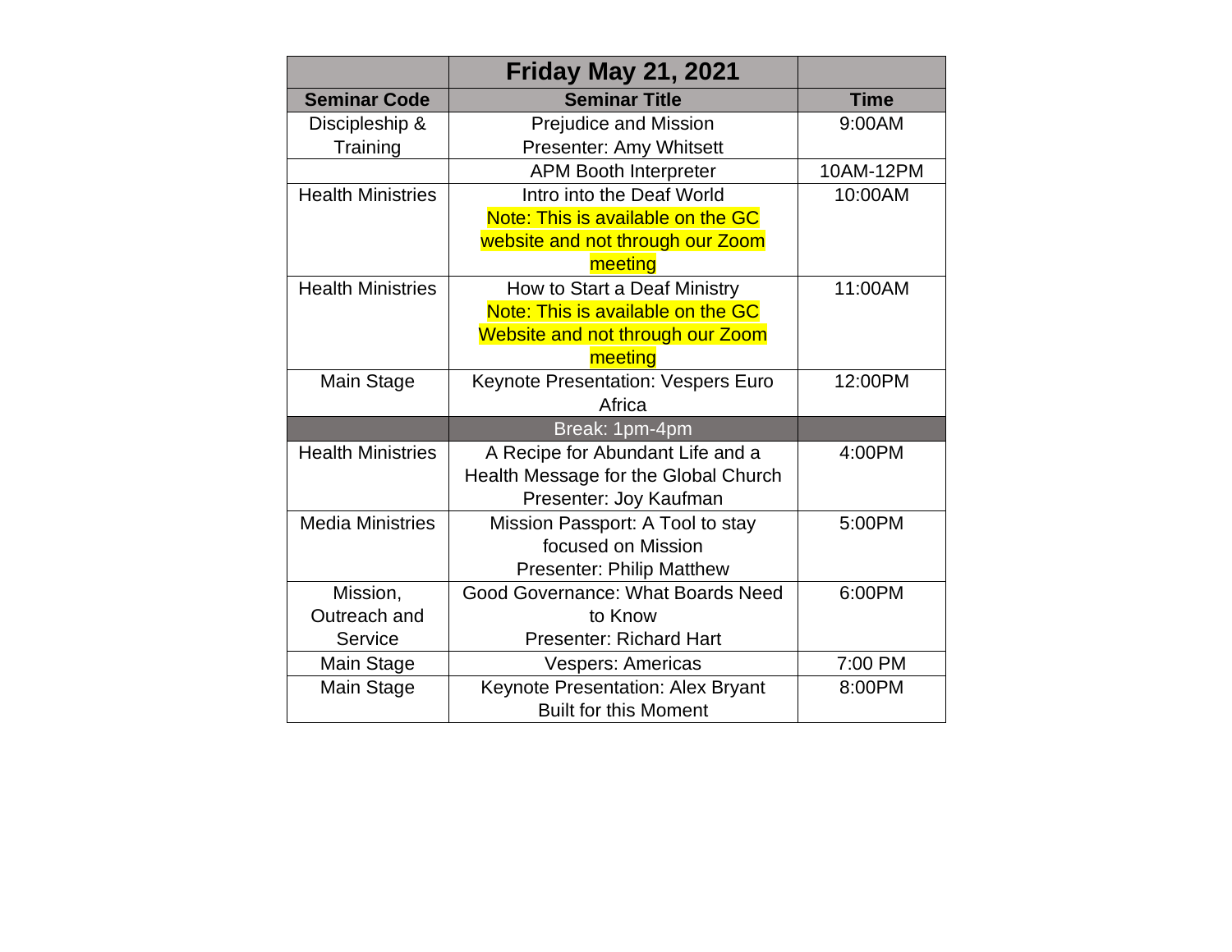| | Friday May 21, 2021 | |
|---|---|---|
| **Seminar Code** | **Seminar Title** | **Time** |
| Discipleship & Training | Prejudice and Mission<br>Presenter: Amy Whitsett | 9:00AM |
| | APM Booth Interpreter | 10AM-12PM |
| Health Ministries | Intro into the Deaf World<br>Note: This is available on the GC website and not through our Zoom meeting | 10:00AM |
| Health Ministries | How to Start a Deaf Ministry<br>Note: This is available on the GC Website and not through our Zoom meeting | 11:00AM |
| Main Stage | Keynote Presentation: Vespers Euro Africa | 12:00PM |
| | Break: 1pm-4pm | |
| Health Ministries | A Recipe for Abundant Life and a Health Message for the Global Church<br>Presenter: Joy Kaufman | 4:00PM |
| Media Ministries | Mission Passport: A Tool to stay focused on Mission<br>Presenter: Philip Matthew | 5:00PM |
| Mission, Outreach and Service | Good Governance: What Boards Need to Know<br>Presenter: Richard Hart | 6:00PM |
| Main Stage | Vespers: Americas | 7:00 PM |
| Main Stage | Keynote Presentation: Alex Bryant<br>Built for this Moment | 8:00PM |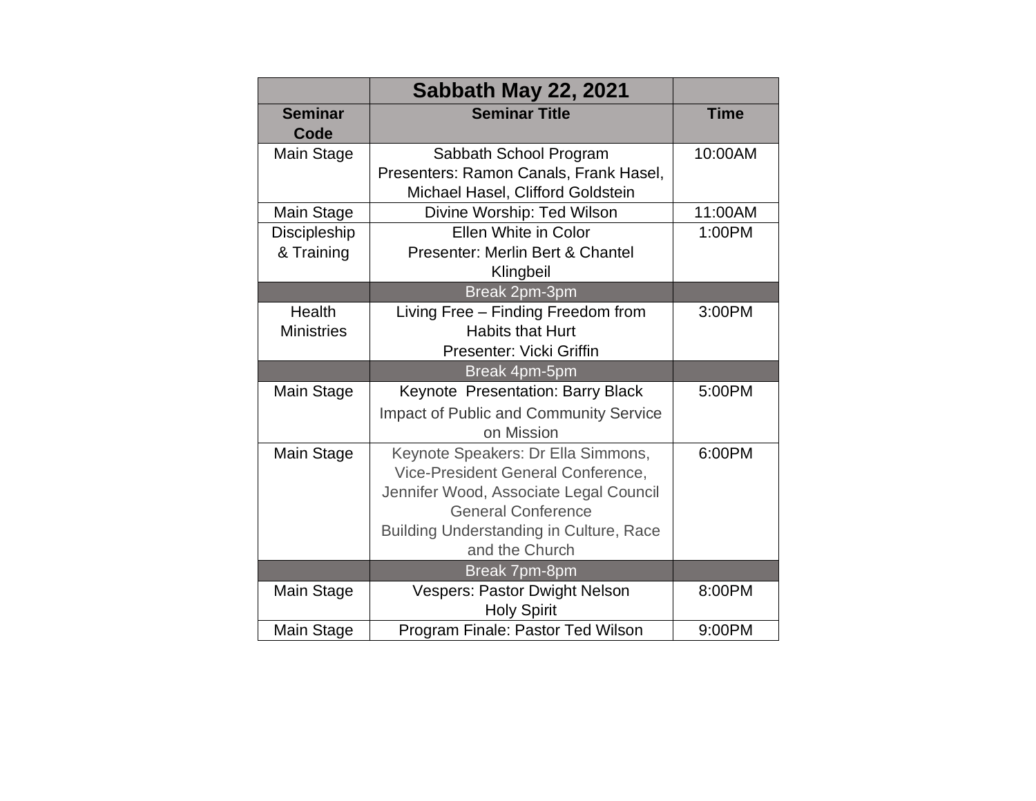| | Sabbath May 22, 2021 | |
|---|---|---|
| **Seminar Code** | **Seminar Title** | **Time** |
| Main Stage | Sabbath School Program<br>Presenters: Ramon Canals, Frank Hasel, Michael Hasel, Clifford Goldstein | 10:00AM |
| Main Stage | Divine Worship: Ted Wilson | 11:00AM |
| Discipleship & Training | Ellen White in Color<br>Presenter: Merlin Bert & Chantel Klingbeil | 1:00PM |
| | Break 2pm-3pm | |
| Health Ministries | Living Free – Finding Freedom from Habits that Hurt<br>Presenter: Vicki Griffin | 3:00PM |
| | Break 4pm-5pm | |
| Main Stage | Keynote Presentation: Barry Black<br>Impact of Public and Community Service on Mission | 5:00PM |
| Main Stage | Keynote Speakers: Dr Ella Simmons, Vice-President General Conference, Jennifer Wood, Associate Legal Council General Conference<br>Building Understanding in Culture, Race and the Church | 6:00PM |
| | Break 7pm-8pm | |
| Main Stage | Vespers: Pastor Dwight Nelson<br>Holy Spirit | 8:00PM |
| Main Stage | Program Finale: Pastor Ted Wilson | 9:00PM |